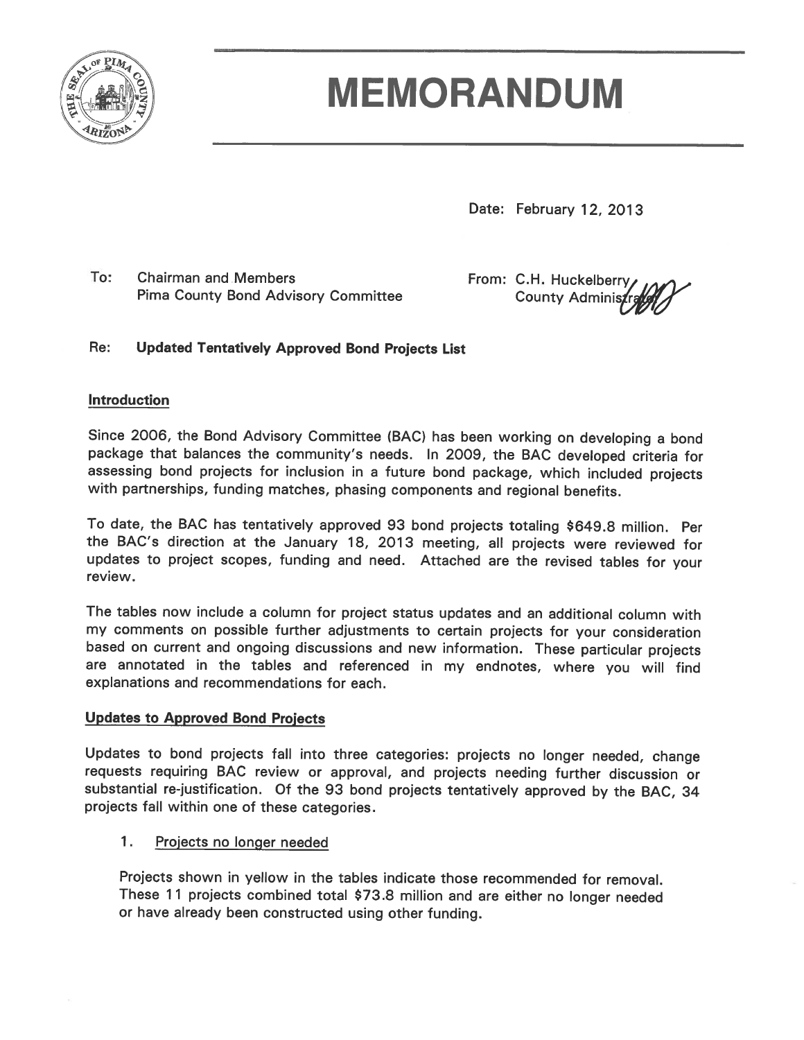# MEMORANDUM

Date: February 12, 2013

To: Chairman and Members
Pima County Bond Advisory Committee

From: C.H. Huckelberry
County Administrator

Re: **Updated Tentatively Approved Bond Projects List**

## Introduction

Since 2006, the Bond Advisory Committee (BAC) has been working on developing a bond package that balances the community's needs. In 2009, the BAC developed criteria for assessing bond projects for inclusion in a future bond package, which included projects with partnerships, funding matches, phasing components and regional benefits.

To date, the BAC has tentatively approved 93 bond projects totaling $649.8 million. Per the BAC's direction at the January 18, 2013 meeting, all projects were reviewed for updates to project scopes, funding and need. Attached are the revised tables for your review.

The tables now include a column for project status updates and an additional column with my comments on possible further adjustments to certain projects for your consideration based on current and ongoing discussions and new information. These particular projects are annotated in the tables and referenced in my endnotes, where you will find explanations and recommendations for each.

## Updates to Approved Bond Projects

Updates to bond projects fall into three categories: projects no longer needed, change requests requiring BAC review or approval, and projects needing further discussion or substantial re-justification. Of the 93 bond projects tentatively approved by the BAC, 34 projects fall within one of these categories.

1. Projects no longer needed

Projects shown in yellow in the tables indicate those recommended for removal. These 11 projects combined total $73.8 million and are either no longer needed or have already been constructed using other funding.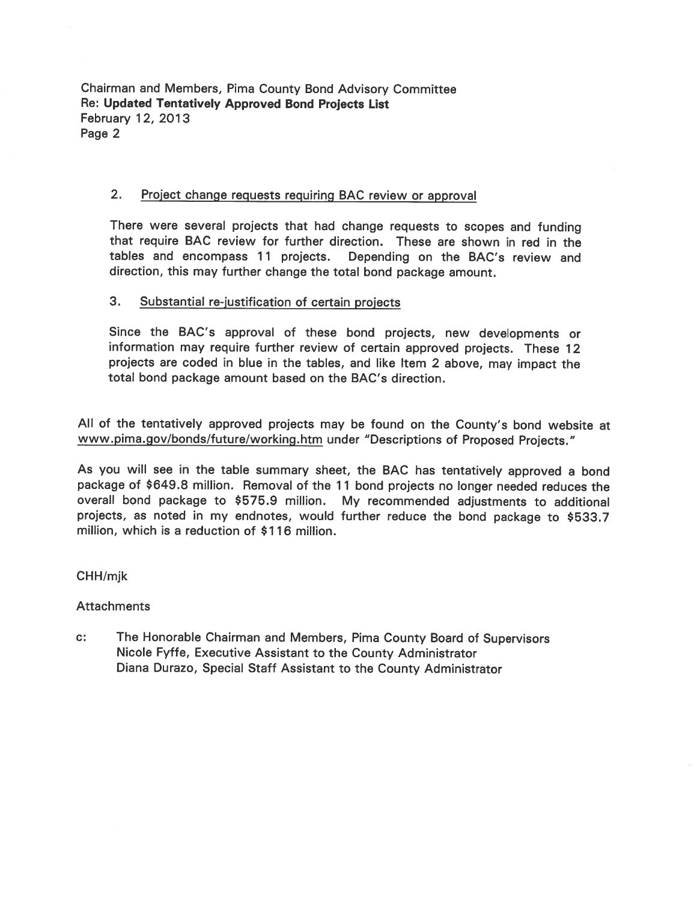2. Project change requests requiring BAC review or approval

   There were several projects that had change requests to scopes and funding that require BAC review for further direction. These are shown in red in the tables and encompass 11 projects. Depending on the BAC's review and direction, this may further change the total bond package amount.

3. Substantial re-justification of certain projects

   Since the BAC's approval of these bond projects, new developments or information may require further review of certain approved projects. These 12 projects are coded in blue in the tables, and like Item 2 above, may impact the total bond package amount based on the BAC's direction.

All of the tentatively approved projects may be found on the County's bond website at www.pima.gov/bonds/future/working.htm under "Descriptions of Proposed Projects."

As you will see in the table summary sheet, the BAC has tentatively approved a bond package of $649.8 million. Removal of the 11 bond projects no longer needed reduces the overall bond package to $575.9 million. My recommended adjustments to additional projects, as noted in my endnotes, would further reduce the bond package to $533.7 million, which is a reduction of $116 million.

CHH/mjk

Attachments

c: The Honorable Chairman and Members, Pima County Board of Supervisors
Nicole Fyffe, Executive Assistant to the County Administrator
Diana Durazo, Special Staff Assistant to the County Administrator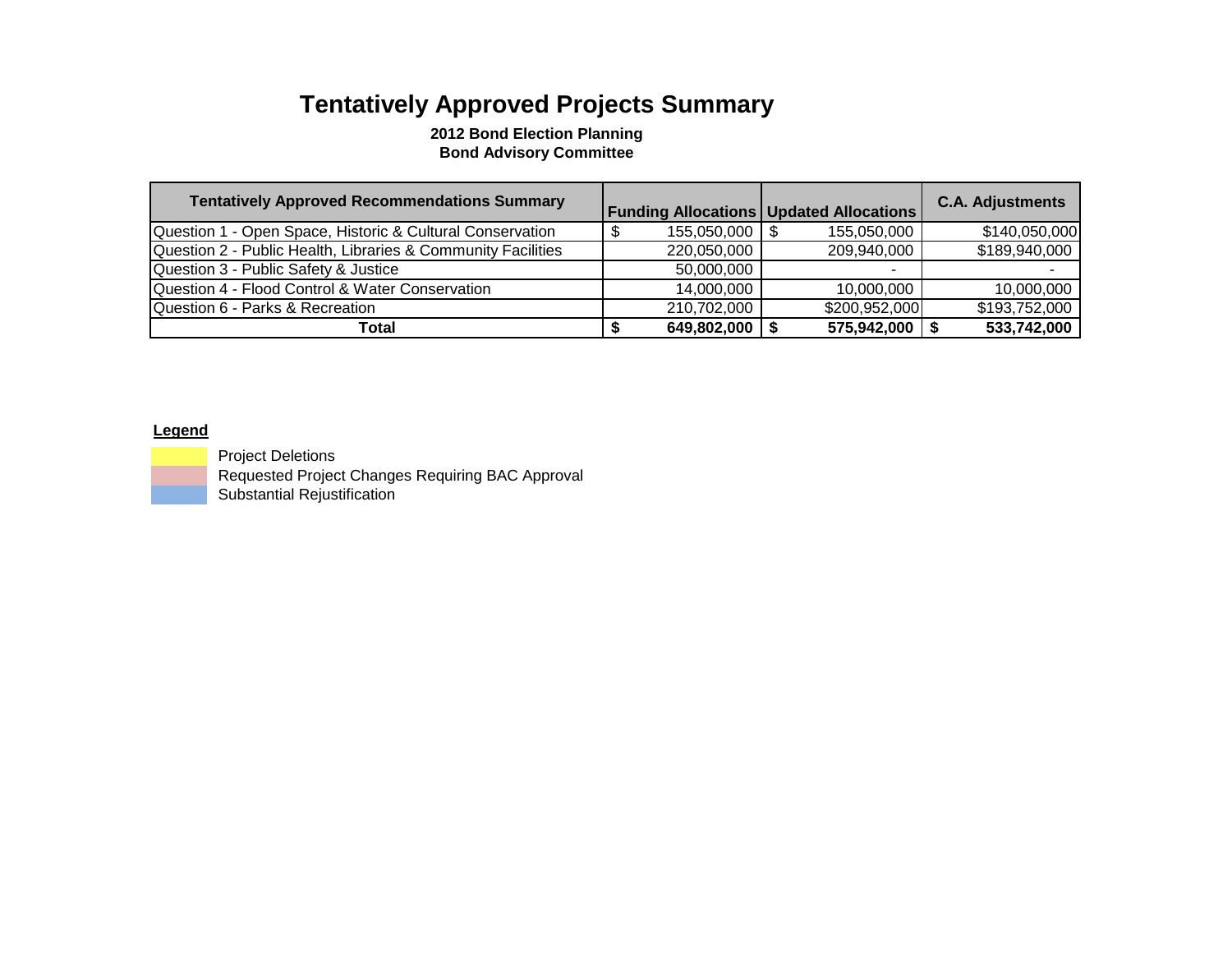# Tentatively Approved Projects Summary

**2012 Bond Election Planning**
**Bond Advisory Committee**

| Tentatively Approved Recommendations Summary | Funding Allocations | Updated Allocations | C.A. Adjustments |
|---|---|---|---|
| Question 1 - Open Space, Historic & Cultural Conservation | $ 155,050,000 | $ 155,050,000 | $140,050,000 |
| Question 2 - Public Health, Libraries & Community Facilities | 220,050,000 | 209,940,000 | $189,940,000 |
| Question 3 - Public Safety & Justice | 50,000,000 | - | - |
| Question 4 - Flood Control & Water Conservation | 14,000,000 | 10,000,000 | 10,000,000 |
| Question 6 - Parks & Recreation | 210,702,000 | $200,952,000 | $193,752,000 |
| **Total** | **$ 649,802,000** | **$ 575,942,000** | **$ 533,742,000** |

**Legend**

- Project Deletions
- Requested Project Changes Requiring BAC Approval
- Substantial Rejustification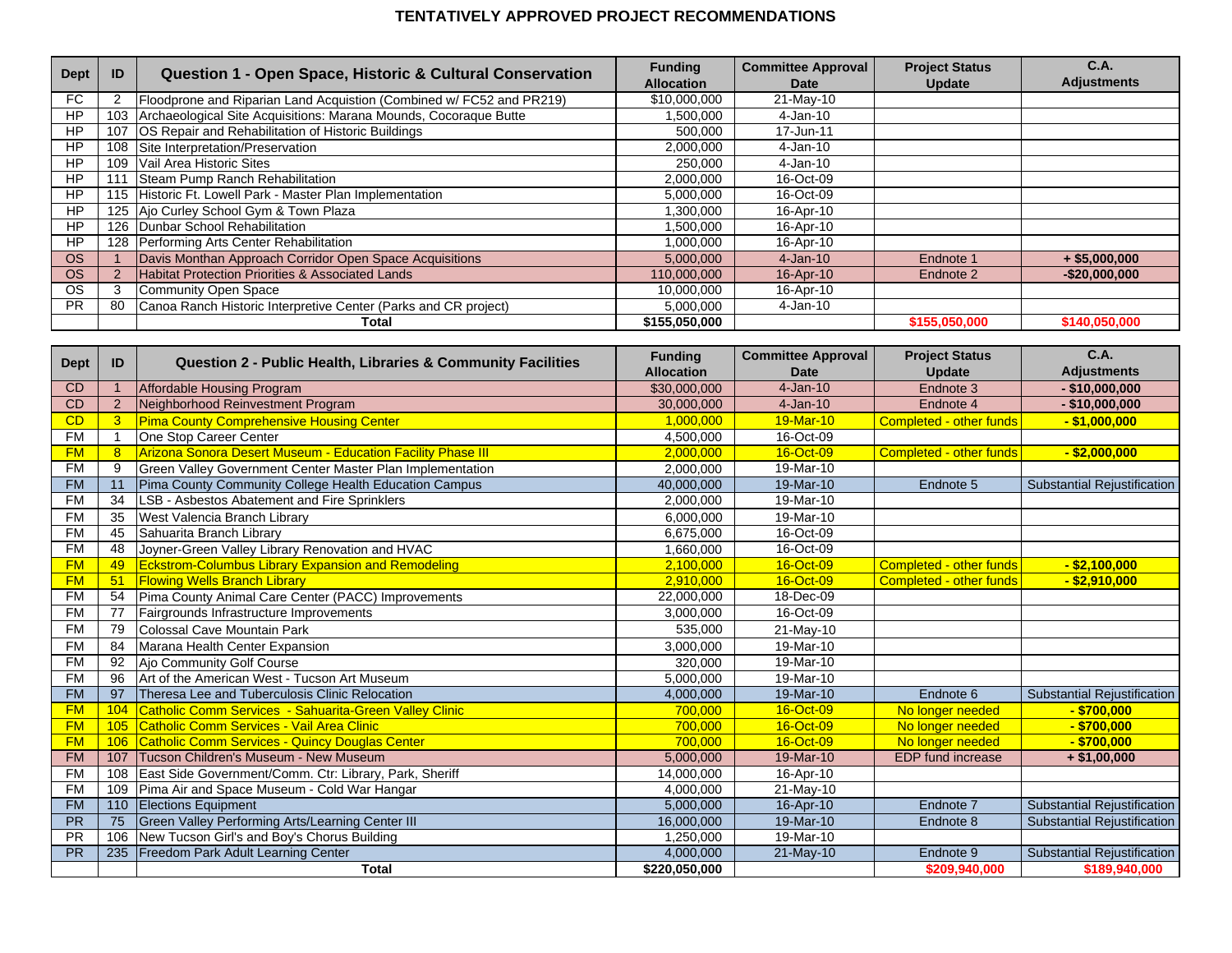# TENTATIVELY APPROVED PROJECT RECOMMENDATIONS

| Dept | ID | Question 1 - Open Space, Historic & Cultural Conservation | Funding Allocation | Committee Approval Date | Project Status Update | C.A. Adjustments |
|---|---|---|---|---|---|---|
| FC | 2 | Floodprone and Riparian Land Acquistion (Combined w/ FC52 and PR219) | $10,000,000 | 21-May-10 | | |
| HP | 103 | Archaeological Site Acquisitions: Marana Mounds, Cocoraque Butte | 1,500,000 | 4-Jan-10 | | |
| HP | 107 | OS Repair and Rehabilitation of Historic Buildings | 500,000 | 17-Jun-11 | | |
| HP | 108 | Site Interpretation/Preservation | 2,000,000 | 4-Jan-10 | | |
| HP | 109 | Vail Area Historic Sites | 250,000 | 4-Jan-10 | | |
| HP | 111 | Steam Pump Ranch Rehabilitation | 2,000,000 | 16-Oct-09 | | |
| HP | 115 | Historic Ft. Lowell Park - Master Plan Implementation | 5,000,000 | 16-Oct-09 | | |
| HP | 125 | Ajo Curley School Gym & Town Plaza | 1,300,000 | 16-Apr-10 | | |
| HP | 126 | Dunbar School Rehabilitation | 1,500,000 | 16-Apr-10 | | |
| HP | 128 | Performing Arts Center Rehabilitation | 1,000,000 | 16-Apr-10 | | |
| OS | 1 | Davis Monthan Approach Corridor Open Space Acquisitions | 5,000,000 | 4-Jan-10 | Endnote 1 | **+ $5,000,000** |
| OS | 2 | Habitat Protection Priorities & Associated Lands | 110,000,000 | 16-Apr-10 | Endnote 2 | **-$20,000,000** |
| OS | 3 | Community Open Space | 10,000,000 | 16-Apr-10 | | |
| PR | 80 | Canoa Ranch Historic Interpretive Center (Parks and CR project) | 5,000,000 | 4-Jan-10 | | |
| | | **Total** | **$155,050,000** | | **$155,050,000** | **$140,050,000** |

| Dept | ID | Question 2 - Public Health, Libraries & Community Facilities | Funding Allocation | Committee Approval Date | Project Status Update | C.A. Adjustments |
|---|---|---|---|---|---|---|
| CD | 1 | Affordable Housing Program | $30,000,000 | 4-Jan-10 | Endnote 3 | **- $10,000,000** |
| CD | 2 | Neighborhood Reinvestment Program | 30,000,000 | 4-Jan-10 | Endnote 4 | **- $10,000,000** |
| CD | 3 | Pima County Comprehensive Housing Center | 1,000,000 | 19-Mar-10 | Completed - other funds | **- $1,000,000** |
| FM | 1 | One Stop Career Center | 4,500,000 | 16-Oct-09 | | |
| FM | 8 | Arizona Sonora Desert Museum - Education Facility Phase III | 2,000,000 | 16-Oct-09 | Completed - other funds | **- $2,000,000** |
| FM | 9 | Green Valley Government Center Master Plan Implementation | 2,000,000 | 19-Mar-10 | | |
| FM | 11 | Pima County Community College Health Education Campus | 40,000,000 | 19-Mar-10 | Endnote 5 | Substantial Rejustification |
| FM | 34 | LSB - Asbestos Abatement and Fire Sprinklers | 2,000,000 | 19-Mar-10 | | |
| FM | 35 | West Valencia Branch Library | 6,000,000 | 19-Mar-10 | | |
| FM | 45 | Sahuarita Branch Library | 6,675,000 | 16-Oct-09 | | |
| FM | 48 | Joyner-Green Valley Library Renovation and HVAC | 1,660,000 | 16-Oct-09 | | |
| FM | 49 | Eckstrom-Columbus Library Expansion and Remodeling | 2,100,000 | 16-Oct-09 | Completed - other funds | **- $2,100,000** |
| FM | 51 | Flowing Wells Branch Library | 2,910,000 | 16-Oct-09 | Completed - other funds | **- $2,910,000** |
| FM | 54 | Pima County Animal Care Center (PACC) Improvements | 22,000,000 | 18-Dec-09 | | |
| FM | 77 | Fairgrounds Infrastructure Improvements | 3,000,000 | 16-Oct-09 | | |
| FM | 79 | Colossal Cave Mountain Park | 535,000 | 21-May-10 | | |
| FM | 84 | Marana Health Center Expansion | 3,000,000 | 19-Mar-10 | | |
| FM | 92 | Ajo Community Golf Course | 320,000 | 19-Mar-10 | | |
| FM | 96 | Art of the American West - Tucson Art Museum | 5,000,000 | 19-Mar-10 | | |
| FM | 97 | Theresa Lee and Tuberculosis Clinic Relocation | 4,000,000 | 19-Mar-10 | Endnote 6 | Substantial Rejustification |
| FM | 104 | Catholic Comm Services - Sahuarita-Green Valley Clinic | 700,000 | 16-Oct-09 | No longer needed | **- $700,000** |
| FM | 105 | Catholic Comm Services - Vail Area Clinic | 700,000 | 16-Oct-09 | No longer needed | **- $700,000** |
| FM | 106 | Catholic Comm Services - Quincy Douglas Center | 700,000 | 16-Oct-09 | No longer needed | **- $700,000** |
| FM | 107 | Tucson Children's Museum - New Museum | 5,000,000 | 19-Mar-10 | EDP fund increase | **+ $1,00,000** |
| FM | 108 | East Side Government/Comm. Ctr: Library, Park, Sheriff | 14,000,000 | 16-Apr-10 | | |
| FM | 109 | Pima Air and Space Museum - Cold War Hangar | 4,000,000 | 21-May-10 | | |
| FM | 110 | Elections Equipment | 5,000,000 | 16-Apr-10 | Endnote 7 | Substantial Rejustification |
| PR | 75 | Green Valley Performing Arts/Learning Center III | 16,000,000 | 19-Mar-10 | Endnote 8 | Substantial Rejustification |
| PR | 106 | New Tucson Girl's and Boy's Chorus Building | 1,250,000 | 19-Mar-10 | | |
| PR | 235 | Freedom Park Adult Learning Center | 4,000,000 | 21-May-10 | Endnote 9 | Substantial Rejustification |
| | | **Total** | **$220,050,000** | | **$209,940,000** | **$189,940,000** |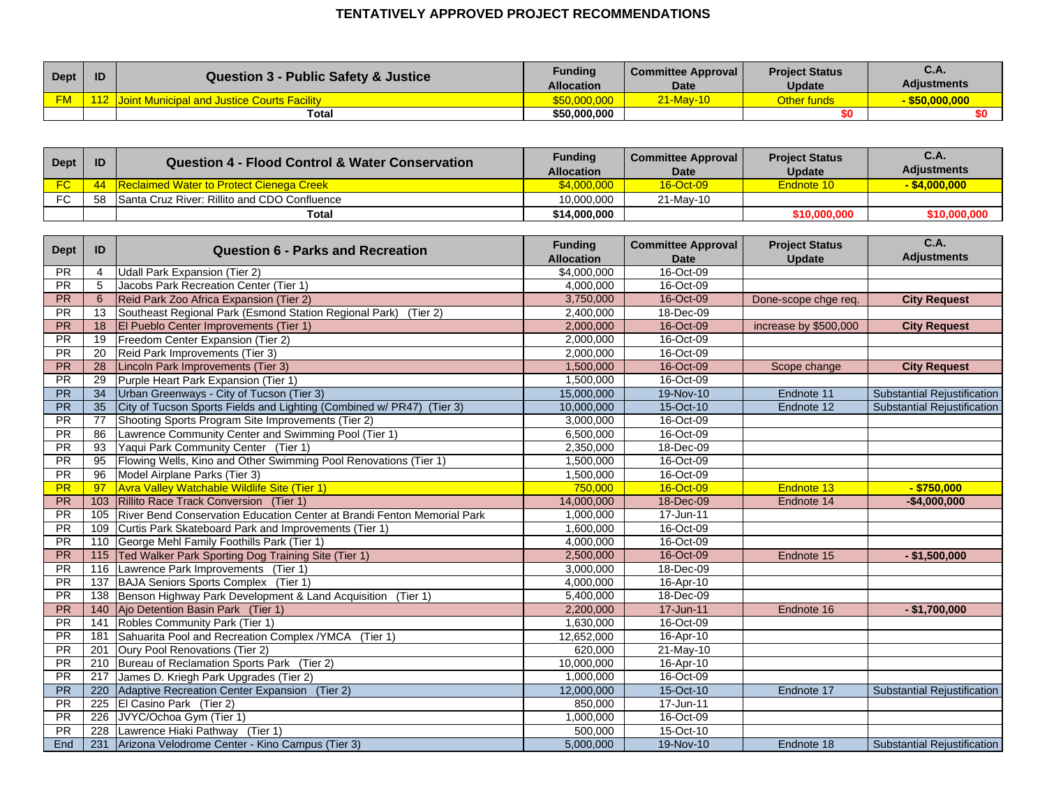# TENTATIVELY APPROVED PROJECT RECOMMENDATIONS

| Dept | ID | Question 3 - Public Safety & Justice | Funding Allocation | Committee Approval Date | Project Status Update | C.A. Adjustments |
|---|---|---|---|---|---|---|
| FM | 112 | Joint Municipal and Justice Courts Facility | $50,000,000 | 21-May-10 | Other funds | - $50,000,000 |
| | | Total | $50,000,000 | | $0 | $0 |

| Dept | ID | Question 4 - Flood Control & Water Conservation | Funding Allocation | Committee Approval Date | Project Status Update | C.A. Adjustments |
|---|---|---|---|---|---|---|
| FC | 44 | Reclaimed Water to Protect Cienega Creek | $4,000,000 | 16-Oct-09 | Endnote 10 | - $4,000,000 |
| FC | 58 | Santa Cruz River: Rillito and CDO Confluence | 10,000,000 | 21-May-10 | | |
| | | Total | $14,000,000 | | $10,000,000 | $10,000,000 |

| Dept | ID | Question 6 - Parks and Recreation | Funding Allocation | Committee Approval Date | Project Status Update | C.A. Adjustments |
|---|---|---|---|---|---|---|
| PR | 4 | Udall Park Expansion (Tier 2) | $4,000,000 | 16-Oct-09 | | |
| PR | 5 | Jacobs Park Recreation Center (Tier 1) | 4,000,000 | 16-Oct-09 | | |
| PR | 6 | Reid Park Zoo Africa Expansion (Tier 2) | 3,750,000 | 16-Oct-09 | Done-scope chge req. | City Request |
| PR | 13 | Southeast Regional Park (Esmond Station Regional Park) (Tier 2) | 2,400,000 | 18-Dec-09 | | |
| PR | 18 | El Pueblo Center Improvements (Tier 1) | 2,000,000 | 16-Oct-09 | increase by $500,000 | City Request |
| PR | 19 | Freedom Center Expansion (Tier 2) | 2,000,000 | 16-Oct-09 | | |
| PR | 20 | Reid Park Improvements (Tier 3) | 2,000,000 | 16-Oct-09 | | |
| PR | 28 | Lincoln Park Improvements (Tier 3) | 1,500,000 | 16-Oct-09 | Scope change | City Request |
| PR | 29 | Purple Heart Park Expansion (Tier 1) | 1,500,000 | 16-Oct-09 | | |
| PR | 34 | Urban Greenways - City of Tucson (Tier 3) | 15,000,000 | 19-Nov-10 | Endnote 11 | Substantial Rejustification |
| PR | 35 | City of Tucson Sports Fields and Lighting (Combined w/ PR47) (Tier 3) | 10,000,000 | 15-Oct-10 | Endnote 12 | Substantial Rejustification |
| PR | 77 | Shooting Sports Program Site Improvements (Tier 2) | 3,000,000 | 16-Oct-09 | | |
| PR | 86 | Lawrence Community Center and Swimming Pool (Tier 1) | 6,500,000 | 16-Oct-09 | | |
| PR | 93 | Yaqui Park Community Center (Tier 1) | 2,350,000 | 18-Dec-09 | | |
| PR | 95 | Flowing Wells, Kino and Other Swimming Pool Renovations (Tier 1) | 1,500,000 | 16-Oct-09 | | |
| PR | 96 | Model Airplane Parks (Tier 3) | 1,500,000 | 16-Oct-09 | | |
| PR | 97 | Avra Valley Watchable Wildlife Site (Tier 1) | 750,000 | 16-Oct-09 | Endnote 13 | - $750,000 |
| PR | 103 | Rillito Race Track Conversion (Tier 1) | 14,000,000 | 18-Dec-09 | Endnote 14 | -$4,000,000 |
| PR | 105 | River Bend Conservation Education Center at Brandi Fenton Memorial Park | 1,000,000 | 17-Jun-11 | | |
| PR | 109 | Curtis Park Skateboard Park and Improvements (Tier 1) | 1,600,000 | 16-Oct-09 | | |
| PR | 110 | George Mehl Family Foothills Park (Tier 1) | 4,000,000 | 16-Oct-09 | | |
| PR | 115 | Ted Walker Park Sporting Dog Training Site (Tier 1) | 2,500,000 | 16-Oct-09 | Endnote 15 | - $1,500,000 |
| PR | 116 | Lawrence Park Improvements (Tier 1) | 3,000,000 | 18-Dec-09 | | |
| PR | 137 | BAJA Seniors Sports Complex (Tier 1) | 4,000,000 | 16-Apr-10 | | |
| PR | 138 | Benson Highway Park Development & Land Acquisition (Tier 1) | 5,400,000 | 18-Dec-09 | | |
| PR | 140 | Ajo Detention Basin Park (Tier 1) | 2,200,000 | 17-Jun-11 | Endnote 16 | - $1,700,000 |
| PR | 141 | Robles Community Park (Tier 1) | 1,630,000 | 16-Oct-09 | | |
| PR | 181 | Sahuarita Pool and Recreation Complex /YMCA (Tier 1) | 12,652,000 | 16-Apr-10 | | |
| PR | 201 | Oury Pool Renovations (Tier 2) | 620,000 | 21-May-10 | | |
| PR | 210 | Bureau of Reclamation Sports Park (Tier 2) | 10,000,000 | 16-Apr-10 | | |
| PR | 217 | James D. Kriegh Park Upgrades (Tier 2) | 1,000,000 | 16-Oct-09 | | |
| PR | 220 | Adaptive Recreation Center Expansion (Tier 2) | 12,000,000 | 15-Oct-10 | Endnote 17 | Substantial Rejustification |
| PR | 225 | El Casino Park (Tier 2) | 850,000 | 17-Jun-11 | | |
| PR | 226 | JVYC/Ochoa Gym (Tier 1) | 1,000,000 | 16-Oct-09 | | |
| PR | 228 | Lawrence Hiaki Pathway (Tier 1) | 500,000 | 15-Oct-10 | | |
| End | 231 | Arizona Velodrome Center - Kino Campus (Tier 3) | 5,000,000 | 19-Nov-10 | Endnote 18 | Substantial Rejustification |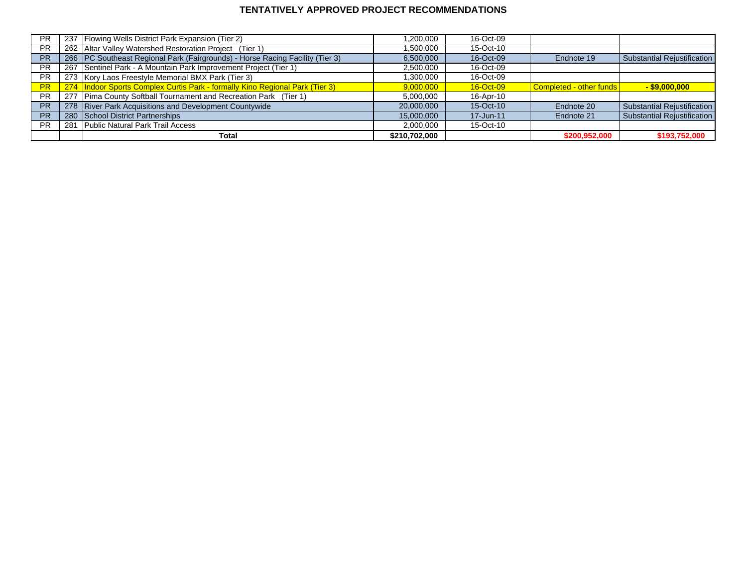# TENTATIVELY APPROVED PROJECT RECOMMENDATIONS

| | | | | | | |
|---|---|---|---|---|---|---|
| PR | 237 | Flowing Wells District Park Expansion (Tier 2) | 1,200,000 | 16-Oct-09 | | |
| PR | 262 | Altar Valley Watershed Restoration Project (Tier 1) | 1,500,000 | 15-Oct-10 | | |
| PR | 266 | PC Southeast Regional Park (Fairgrounds) - Horse Racing Facility (Tier 3) | 6,500,000 | 16-Oct-09 | Endnote 19 | Substantial Rejustification |
| PR | 267 | Sentinel Park - A Mountain Park Improvement Project (Tier 1) | 2,500,000 | 16-Oct-09 | | |
| PR | 273 | Kory Laos Freestyle Memorial BMX Park (Tier 3) | 1,300,000 | 16-Oct-09 | | |
| PR | 274 | Indoor Sports Complex Curtis Park - formally Kino Regional Park (Tier 3) | 9,000,000 | 16-Oct-09 | Completed - other funds | **- $9,000,000** |
| PR | 277 | Pima County Softball Tournament and Recreation Park (Tier 1) | 5,000,000 | 16-Apr-10 | | |
| PR | 278 | River Park Acquisitions and Development Countywide | 20,000,000 | 15-Oct-10 | Endnote 20 | Substantial Rejustification |
| PR | 280 | School District Partnerships | 15,000,000 | 17-Jun-11 | Endnote 21 | Substantial Rejustification |
| PR | 281 | Public Natural Park Trail Access | 2,000,000 | 15-Oct-10 | | |
| | | **Total** | **$210,702,000** | | **$200,952,000** | **$193,752,000** |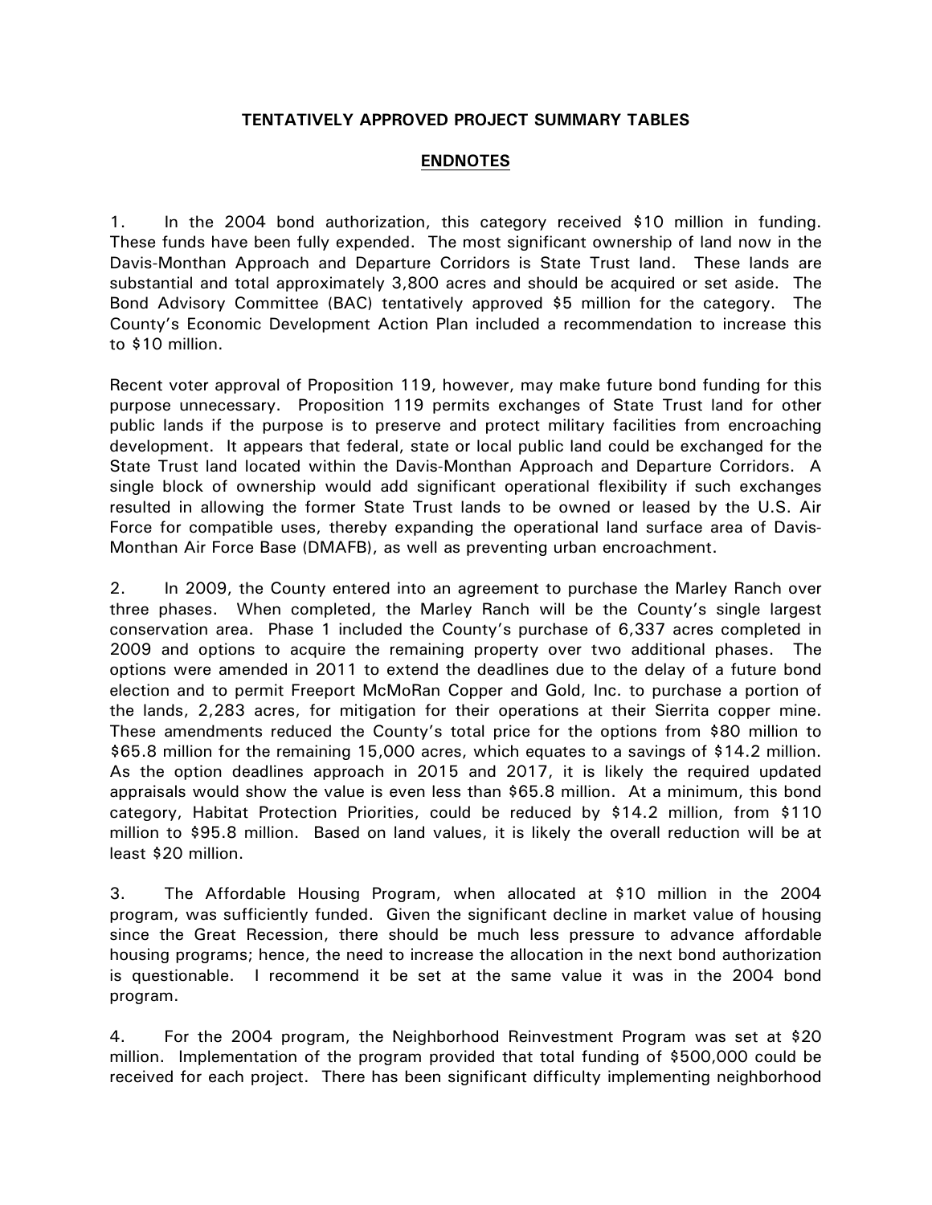**TENTATIVELY APPROVED PROJECT SUMMARY TABLES**

**ENDNOTES**

1. In the 2004 bond authorization, this category received $10 million in funding. These funds have been fully expended. The most significant ownership of land now in the Davis-Monthan Approach and Departure Corridors is State Trust land. These lands are substantial and total approximately 3,800 acres and should be acquired or set aside. The Bond Advisory Committee (BAC) tentatively approved $5 million for the category. The County's Economic Development Action Plan included a recommendation to increase this to $10 million.

Recent voter approval of Proposition 119, however, may make future bond funding for this purpose unnecessary. Proposition 119 permits exchanges of State Trust land for other public lands if the purpose is to preserve and protect military facilities from encroaching development. It appears that federal, state or local public land could be exchanged for the State Trust land located within the Davis-Monthan Approach and Departure Corridors. A single block of ownership would add significant operational flexibility if such exchanges resulted in allowing the former State Trust lands to be owned or leased by the U.S. Air Force for compatible uses, thereby expanding the operational land surface area of Davis-Monthan Air Force Base (DMAFB), as well as preventing urban encroachment.

2. In 2009, the County entered into an agreement to purchase the Marley Ranch over three phases. When completed, the Marley Ranch will be the County's single largest conservation area. Phase 1 included the County's purchase of 6,337 acres completed in 2009 and options to acquire the remaining property over two additional phases. The options were amended in 2011 to extend the deadlines due to the delay of a future bond election and to permit Freeport McMoRan Copper and Gold, Inc. to purchase a portion of the lands, 2,283 acres, for mitigation for their operations at their Sierrita copper mine. These amendments reduced the County's total price for the options from $80 million to $65.8 million for the remaining 15,000 acres, which equates to a savings of $14.2 million. As the option deadlines approach in 2015 and 2017, it is likely the required updated appraisals would show the value is even less than $65.8 million. At a minimum, this bond category, Habitat Protection Priorities, could be reduced by $14.2 million, from $110 million to $95.8 million. Based on land values, it is likely the overall reduction will be at least $20 million.

3. The Affordable Housing Program, when allocated at $10 million in the 2004 program, was sufficiently funded. Given the significant decline in market value of housing since the Great Recession, there should be much less pressure to advance affordable housing programs; hence, the need to increase the allocation in the next bond authorization is questionable. I recommend it be set at the same value it was in the 2004 bond program.

4. For the 2004 program, the Neighborhood Reinvestment Program was set at $20 million. Implementation of the program provided that total funding of $500,000 could be received for each project. There has been significant difficulty implementing neighborhood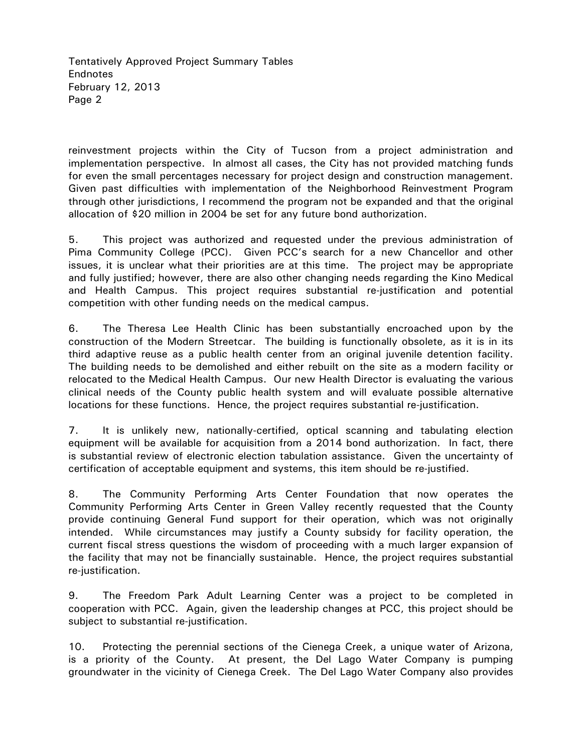reinvestment projects within the City of Tucson from a project administration and implementation perspective. In almost all cases, the City has not provided matching funds for even the small percentages necessary for project design and construction management. Given past difficulties with implementation of the Neighborhood Reinvestment Program through other jurisdictions, I recommend the program not be expanded and that the original allocation of $20 million in 2004 be set for any future bond authorization.

5. This project was authorized and requested under the previous administration of Pima Community College (PCC). Given PCC's search for a new Chancellor and other issues, it is unclear what their priorities are at this time. The project may be appropriate and fully justified; however, there are also other changing needs regarding the Kino Medical and Health Campus. This project requires substantial re-justification and potential competition with other funding needs on the medical campus.

6. The Theresa Lee Health Clinic has been substantially encroached upon by the construction of the Modern Streetcar. The building is functionally obsolete, as it is in its third adaptive reuse as a public health center from an original juvenile detention facility. The building needs to be demolished and either rebuilt on the site as a modern facility or relocated to the Medical Health Campus. Our new Health Director is evaluating the various clinical needs of the County public health system and will evaluate possible alternative locations for these functions. Hence, the project requires substantial re-justification.

7. It is unlikely new, nationally-certified, optical scanning and tabulating election equipment will be available for acquisition from a 2014 bond authorization. In fact, there is substantial review of electronic election tabulation assistance. Given the uncertainty of certification of acceptable equipment and systems, this item should be re-justified.

8. The Community Performing Arts Center Foundation that now operates the Community Performing Arts Center in Green Valley recently requested that the County provide continuing General Fund support for their operation, which was not originally intended. While circumstances may justify a County subsidy for facility operation, the current fiscal stress questions the wisdom of proceeding with a much larger expansion of the facility that may not be financially sustainable. Hence, the project requires substantial re-justification.

9. The Freedom Park Adult Learning Center was a project to be completed in cooperation with PCC. Again, given the leadership changes at PCC, this project should be subject to substantial re-justification.

10. Protecting the perennial sections of the Cienega Creek, a unique water of Arizona, is a priority of the County. At present, the Del Lago Water Company is pumping groundwater in the vicinity of Cienega Creek. The Del Lago Water Company also provides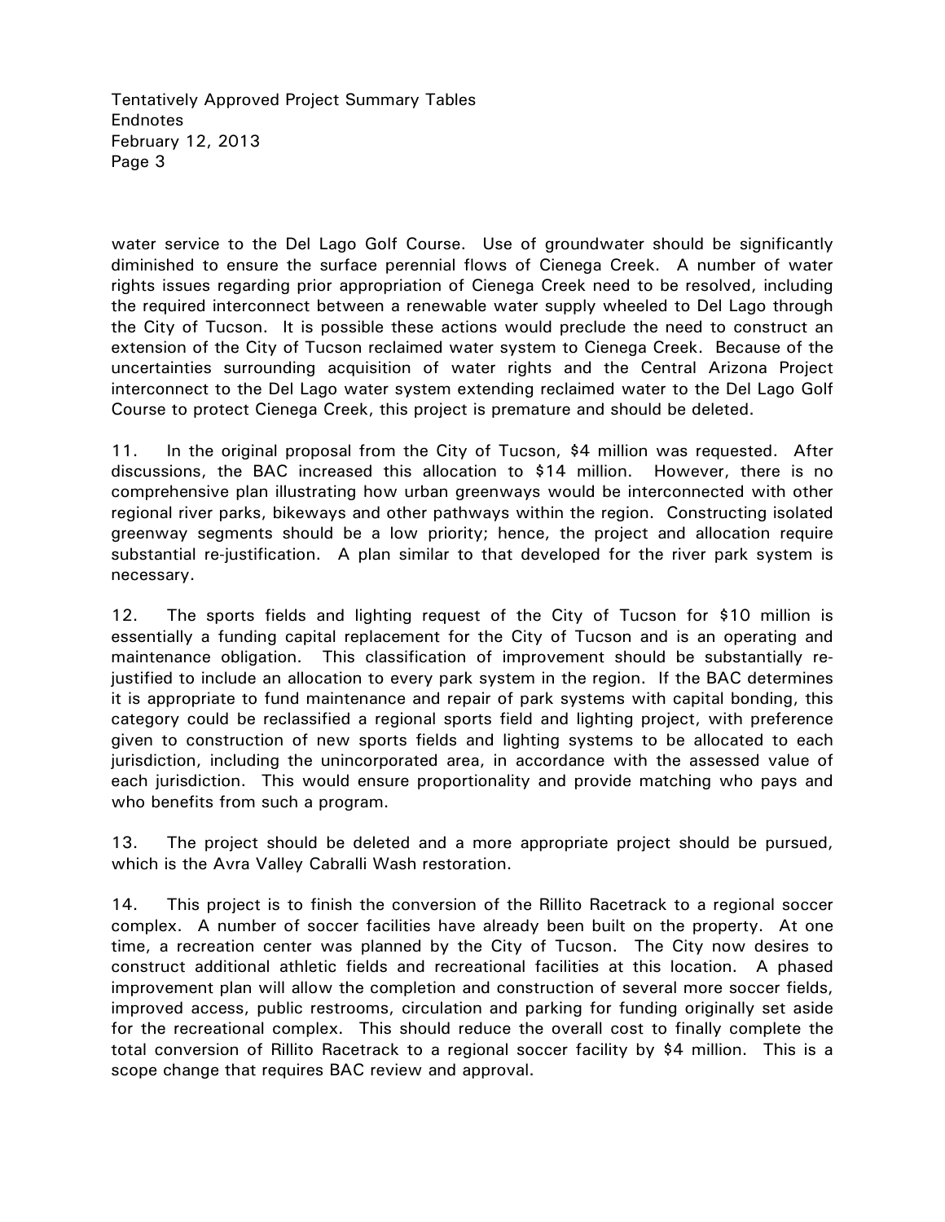water service to the Del Lago Golf Course. Use of groundwater should be significantly diminished to ensure the surface perennial flows of Cienega Creek. A number of water rights issues regarding prior appropriation of Cienega Creek need to be resolved, including the required interconnect between a renewable water supply wheeled to Del Lago through the City of Tucson. It is possible these actions would preclude the need to construct an extension of the City of Tucson reclaimed water system to Cienega Creek. Because of the uncertainties surrounding acquisition of water rights and the Central Arizona Project interconnect to the Del Lago water system extending reclaimed water to the Del Lago Golf Course to protect Cienega Creek, this project is premature and should be deleted.

11. In the original proposal from the City of Tucson, $4 million was requested. After discussions, the BAC increased this allocation to $14 million. However, there is no comprehensive plan illustrating how urban greenways would be interconnected with other regional river parks, bikeways and other pathways within the region. Constructing isolated greenway segments should be a low priority; hence, the project and allocation require substantial re-justification. A plan similar to that developed for the river park system is necessary.

12. The sports fields and lighting request of the City of Tucson for $10 million is essentially a funding capital replacement for the City of Tucson and is an operating and maintenance obligation. This classification of improvement should be substantially re-justified to include an allocation to every park system in the region. If the BAC determines it is appropriate to fund maintenance and repair of park systems with capital bonding, this category could be reclassified a regional sports field and lighting project, with preference given to construction of new sports fields and lighting systems to be allocated to each jurisdiction, including the unincorporated area, in accordance with the assessed value of each jurisdiction. This would ensure proportionality and provide matching who pays and who benefits from such a program.

13. The project should be deleted and a more appropriate project should be pursued, which is the Avra Valley Cabralli Wash restoration.

14. This project is to finish the conversion of the Rillito Racetrack to a regional soccer complex. A number of soccer facilities have already been built on the property. At one time, a recreation center was planned by the City of Tucson. The City now desires to construct additional athletic fields and recreational facilities at this location. A phased improvement plan will allow the completion and construction of several more soccer fields, improved access, public restrooms, circulation and parking for funding originally set aside for the recreational complex. This should reduce the overall cost to finally complete the total conversion of Rillito Racetrack to a regional soccer facility by $4 million. This is a scope change that requires BAC review and approval.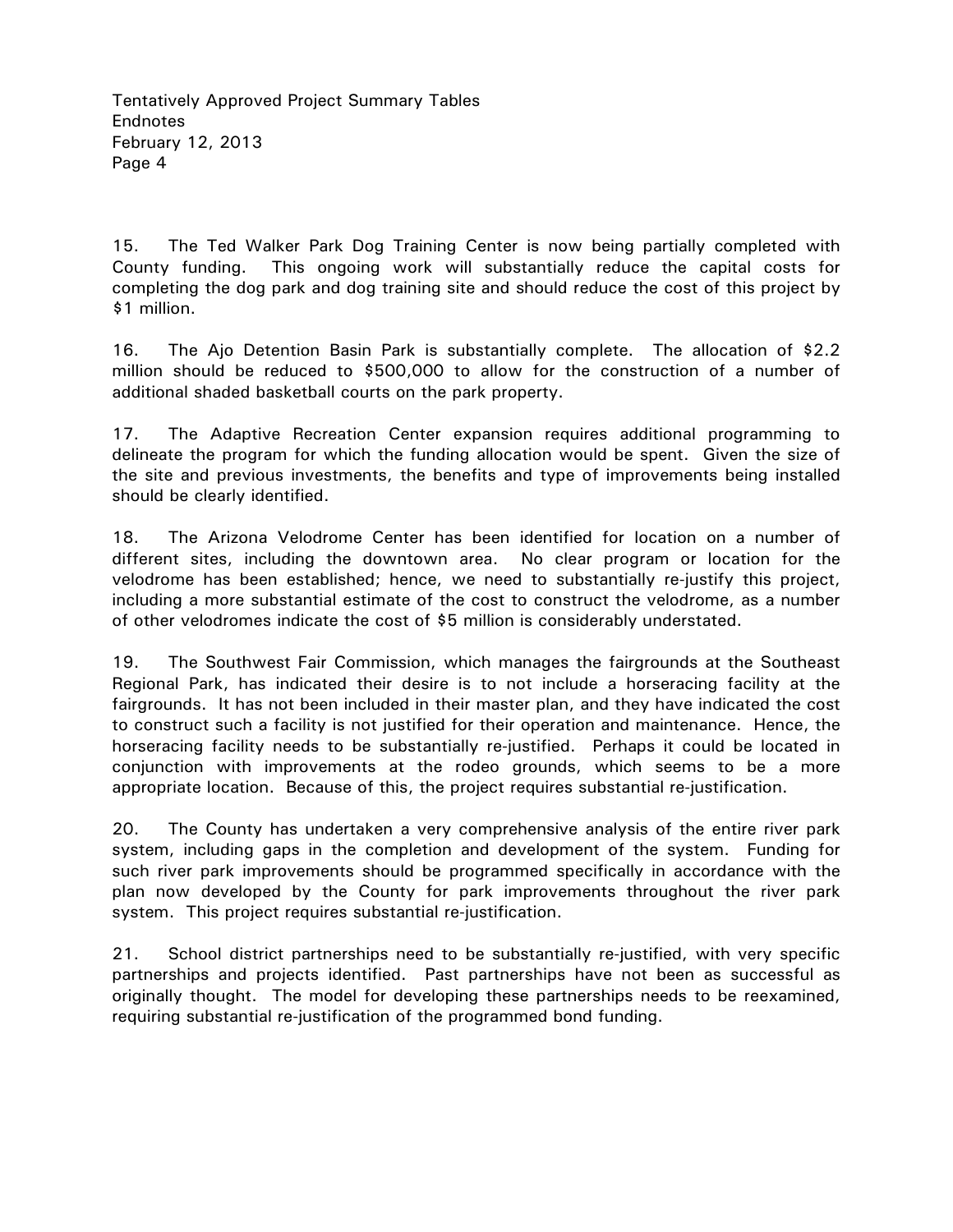15. The Ted Walker Park Dog Training Center is now being partially completed with County funding. This ongoing work will substantially reduce the capital costs for completing the dog park and dog training site and should reduce the cost of this project by $1 million.

16. The Ajo Detention Basin Park is substantially complete. The allocation of $2.2 million should be reduced to $500,000 to allow for the construction of a number of additional shaded basketball courts on the park property.

17. The Adaptive Recreation Center expansion requires additional programming to delineate the program for which the funding allocation would be spent. Given the size of the site and previous investments, the benefits and type of improvements being installed should be clearly identified.

18. The Arizona Velodrome Center has been identified for location on a number of different sites, including the downtown area. No clear program or location for the velodrome has been established; hence, we need to substantially re-justify this project, including a more substantial estimate of the cost to construct the velodrome, as a number of other velodromes indicate the cost of $5 million is considerably understated.

19. The Southwest Fair Commission, which manages the fairgrounds at the Southeast Regional Park, has indicated their desire is to not include a horseracing facility at the fairgrounds. It has not been included in their master plan, and they have indicated the cost to construct such a facility is not justified for their operation and maintenance. Hence, the horseracing facility needs to be substantially re-justified. Perhaps it could be located in conjunction with improvements at the rodeo grounds, which seems to be a more appropriate location. Because of this, the project requires substantial re-justification.

20. The County has undertaken a very comprehensive analysis of the entire river park system, including gaps in the completion and development of the system. Funding for such river park improvements should be programmed specifically in accordance with the plan now developed by the County for park improvements throughout the river park system. This project requires substantial re-justification.

21. School district partnerships need to be substantially re-justified, with very specific partnerships and projects identified. Past partnerships have not been as successful as originally thought. The model for developing these partnerships needs to be reexamined, requiring substantial re-justification of the programmed bond funding.